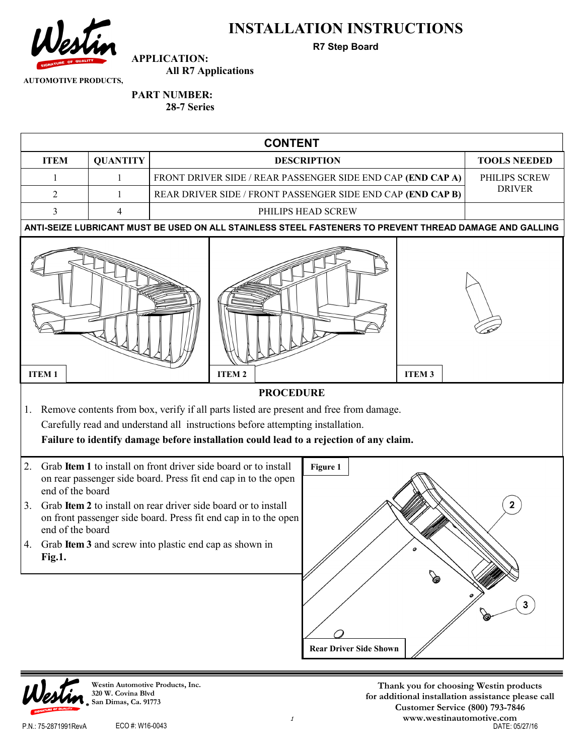# INSTALLATION INSTRUCTIONS

**R7 Step Board**

AUTOMOTIVE PRODUCTS,

**APPLICATION:**
**All R7 Applications**

**PART NUMBER:**
**28-7 Series**

| CONTENT | | | |
|---|---|---|---|
| **ITEM** | **QUANTITY** | **DESCRIPTION** | **TOOLS NEEDED** |
| 1 | 1 | FRONT DRIVER SIDE / REAR PASSENGER SIDE END CAP **(END CAP A)** | PHILIPS SCREW DRIVER |
| 2 | 1 | REAR DRIVER SIDE / FRONT PASSENGER SIDE END CAP **(END CAP B)** | |
| 3 | 4 | PHILIPS HEAD SCREW | |

**ANTI-SEIZE LUBRICANT MUST BE USED ON ALL STAINLESS STEEL FASTENERS TO PREVENT THREAD DAMAGE AND GALLING**

**ITEM 1** **ITEM 2** **ITEM 3**

## PROCEDURE

1. Remove contents from box, verify if all parts listed are present and free from damage. Carefully read and understand all instructions before attempting installation. **Failure to identify damage before installation could lead to a rejection of any claim.**
2. Grab **Item 1** to install on front driver side board or to install on rear passenger side board. Press fit end cap in to the open end of the board
3. Grab **Item 2** to install on rear driver side board or to install on front passenger side board. Press fit end cap in to the open end of the board
4. Grab **Item 3** and screw into plastic end cap as shown in **Fig.1.**

**Figure 1**

**Rear Driver Side Shown**

Westin Automotive Products, Inc.
320 W. Covina Blvd
San Dimas, Ca. 91773

Thank you for choosing Westin products
for additional installation assistance please call
Customer Service (800) 793-7846
www.westinautomotive.com

P.N.: 75-2871991RevA ECO #: W16-0043 DATE: 05/27/16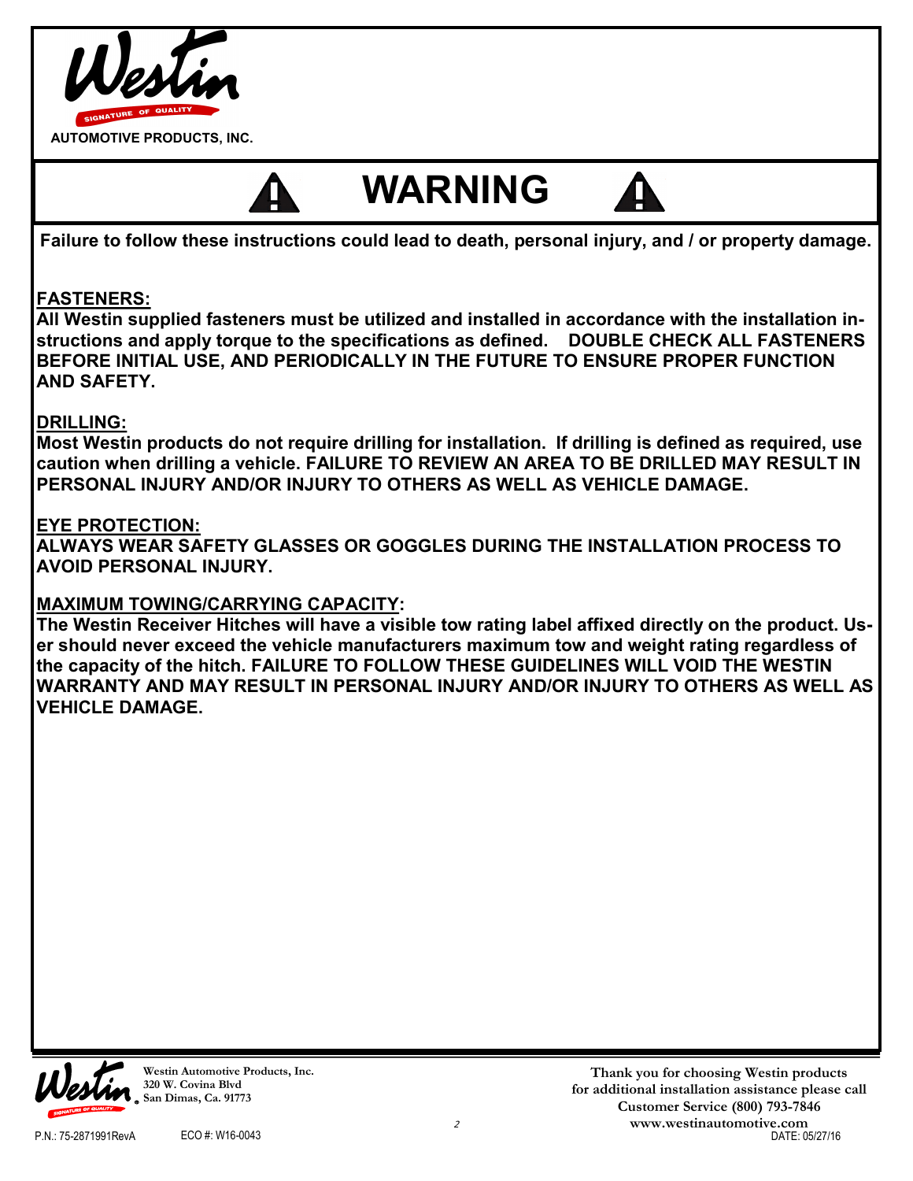**AUTOMOTIVE PRODUCTS, INC.**

# WARNING

**Failure to follow these instructions could lead to death, personal injury, and / or property damage.**

**FASTENERS:**
**All Westin supplied fasteners must be utilized and installed in accordance with the installation instructions and apply torque to the specifications as defined. DOUBLE CHECK ALL FASTENERS BEFORE INITIAL USE, AND PERIODICALLY IN THE FUTURE TO ENSURE PROPER FUNCTION AND SAFETY.**

**DRILLING:**
**Most Westin products do not require drilling for installation. If drilling is defined as required, use caution when drilling a vehicle. FAILURE TO REVIEW AN AREA TO BE DRILLED MAY RESULT IN PERSONAL INJURY AND/OR INJURY TO OTHERS AS WELL AS VEHICLE DAMAGE.**

**EYE PROTECTION:**
**ALWAYS WEAR SAFETY GLASSES OR GOGGLES DURING THE INSTALLATION PROCESS TO AVOID PERSONAL INJURY.**

**MAXIMUM TOWING/CARRYING CAPACITY:**
**The Westin Receiver Hitches will have a visible tow rating label affixed directly on the product. User should never exceed the vehicle manufacturers maximum tow and weight rating regardless of the capacity of the hitch. FAILURE TO FOLLOW THESE GUIDELINES WILL VOID THE WESTIN WARRANTY AND MAY RESULT IN PERSONAL INJURY AND/OR INJURY TO OTHERS AS WELL AS VEHICLE DAMAGE.**

Westin Automotive Products, Inc.
320 W. Covina Blvd
San Dimas, Ca. 91773

Thank you for choosing Westin products
for additional installation assistance please call
Customer Service (800) 793-7846
www.westinautomotive.com

P.N.: 75-2871991RevA ECO #: W16-0043 DATE: 05/27/16